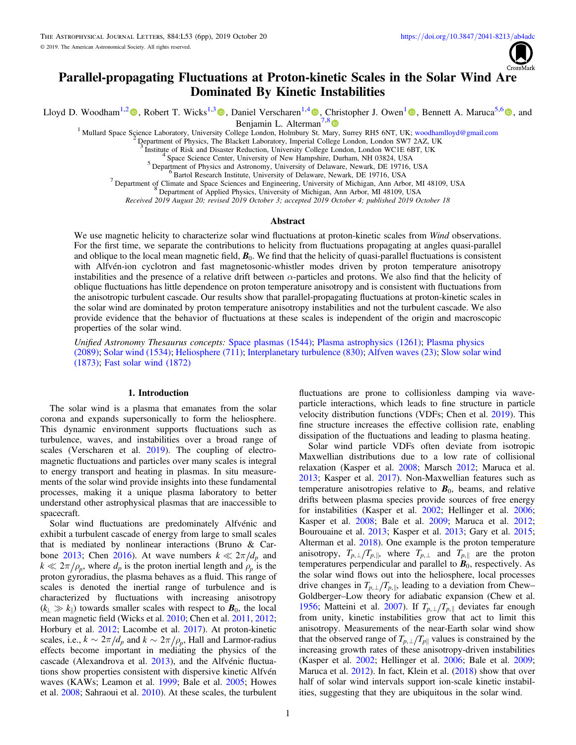# Parallel-propagating Fluctuations at Proton-kinetic Scales in the Solar Wind Are Dominated By Kinetic Instabilities

Lloyd D. Woodham[1,2], Robert T. Wicks[1,3], Daniel Verscharen[1,4], Christopher J. Owen[1], Bennett A. Maruca[5,6], and Benjamin L. Alterman[7,8]

[1] Mullard Space Science Laboratory, University College London, Holmbury St. Mary, Surrey RH5 6NT, UK; woodhamlloyd@gmail.com
[2] Department of Physics, The Blackett Laboratory, Imperial College London, London SW7 2AZ, UK
[3] Institute of Risk and Disaster Reduction, University College London, London WC1E 6BT, UK
[4] Space Science Center, University of New Hampshire, Durham, NH 03824, USA
[5] Department of Physics and Astronomy, University of Delaware, Newark, DE 19716, USA
[6] Bartol Research Institute, University of Delaware, Newark, DE 19716, USA
[7] Department of Climate and Space Sciences and Engineering, University of Michigan, Ann Arbor, MI 48109, USA
[8] Department of Applied Physics, University of Michigan, Ann Arbor, MI 48109, USA

*Received 2019 August 20; revised 2019 October 3; accepted 2019 October 4; published 2019 October 18*

## Abstract

We use magnetic helicity to characterize solar wind fluctuations at proton-kinetic scales from *Wind* observations. For the first time, we separate the contributions to helicity from fluctuations propagating at angles quasi-parallel and oblique to the local mean magnetic field, $\boldsymbol{B}_0$. We find that the helicity of quasi-parallel fluctuations is consistent with Alfvén-ion cyclotron and fast magnetosonic-whistler modes driven by proton temperature anisotropy instabilities and the presence of a relative drift between $\alpha$-particles and protons. We also find that the helicity of oblique fluctuations has little dependence on proton temperature anisotropy and is consistent with fluctuations from the anisotropic turbulent cascade. Our results show that parallel-propagating fluctuations at proton-kinetic scales in the solar wind are dominated by proton temperature anisotropy instabilities and not the turbulent cascade. We also provide evidence that the behavior of fluctuations at these scales is independent of the origin and macroscopic properties of the solar wind.

*Unified Astronomy Thesaurus concepts:* Space plasmas (1544); Plasma astrophysics (1261); Plasma physics (2089); Solar wind (1534); Heliosphere (711); Interplanetary turbulence (830); Alfven waves (23); Slow solar wind (1873); Fast solar wind (1872)

## 1. Introduction

The solar wind is a plasma that emanates from the solar corona and expands supersonically to form the heliosphere. This dynamic environment supports fluctuations such as turbulence, waves, and instabilities over a broad range of scales (Verscharen et al. 2019). The coupling of electromagnetic fluctuations and particles over many scales is integral to energy transport and heating in plasmas. In situ measurements of the solar wind provide insights into these fundamental processes, making it a unique plasma laboratory to better understand other astrophysical plasmas that are inaccessible to spacecraft.

Solar wind fluctuations are predominately Alfvénic and exhibit a turbulent cascade of energy from large to small scales that is mediated by nonlinear interactions (Bruno & Carbone 2013; Chen 2016). At wave numbers $k \ll 2\pi/d_p$ and $k \ll 2\pi/\rho_p$, where $d_p$ is the proton inertial length and $\rho_p$ is the proton gyroradius, the plasma behaves as a fluid. This range of scales is denoted the inertial range of turbulence and is characterized by fluctuations with increasing anisotropy ($k_\perp \gg k_\parallel$) towards smaller scales with respect to $\boldsymbol{B}_0$, the local mean magnetic field (Wicks et al. 2010; Chen et al. 2011, 2012; Horbury et al. 2012; Lacombe et al. 2017). At proton-kinetic scales, i.e., $k \sim 2\pi/d_p$ and $k \sim 2\pi/\rho_p$, Hall and Larmor-radius effects become important in mediating the physics of the cascade (Alexandrova et al. 2013), and the Alfvénic fluctuations show properties consistent with dispersive kinetic Alfvén waves (KAWs; Leamon et al. 1999; Bale et al. 2005; Howes et al. 2008; Sahraoui et al. 2010). At these scales, the turbulent fluctuations are prone to collisionless damping via wave-particle interactions, which leads to fine structure in particle velocity distribution functions (VDFs; Chen et al. 2019). This fine structure increases the effective collision rate, enabling dissipation of the fluctuations and leading to plasma heating.

Solar wind particle VDFs often deviate from isotropic Maxwellian distributions due to a low rate of collisional relaxation (Kasper et al. 2008; Marsch 2012; Maruca et al. 2013; Kasper et al. 2017). Non-Maxwellian features such as temperature anisotropies relative to $\boldsymbol{B}_0$, beams, and relative drifts between plasma species provide sources of free energy for instabilities (Kasper et al. 2002; Hellinger et al. 2006; Kasper et al. 2008; Bale et al. 2009; Maruca et al. 2012; Bourouaine et al. 2013; Kasper et al. 2013; Gary et al. 2015; Alterman et al. 2018). One example is the proton temperature anisotropy, $T_{p,\perp}/T_{p,\parallel}$, where $T_{p,\perp}$ and $T_{p,\parallel}$ are the proton temperatures perpendicular and parallel to $\boldsymbol{B}_0$, respectively. As the solar wind flows out into the heliosphere, local processes drive changes in $T_{p,\perp}/T_{p,\parallel}$, leading to a deviation from Chew–Goldberger–Low theory for adiabatic expansion (Chew et al. 1956; Matteini et al. 2007). If $T_{p,\perp}/T_{p,\parallel}$ deviates far enough from unity, kinetic instabilities grow that act to limit this anisotropy. Measurements of the near-Earth solar wind show that the observed range of $T_{p,\perp}/T_{p\parallel}$ values is constrained by the increasing growth rates of these anisotropy-driven instabilities (Kasper et al. 2002; Hellinger et al. 2006; Bale et al. 2009; Maruca et al. 2012). In fact, Klein et al. (2018) show that over half of solar wind intervals support ion-scale kinetic instabilities, suggesting that they are ubiquitous in the solar wind.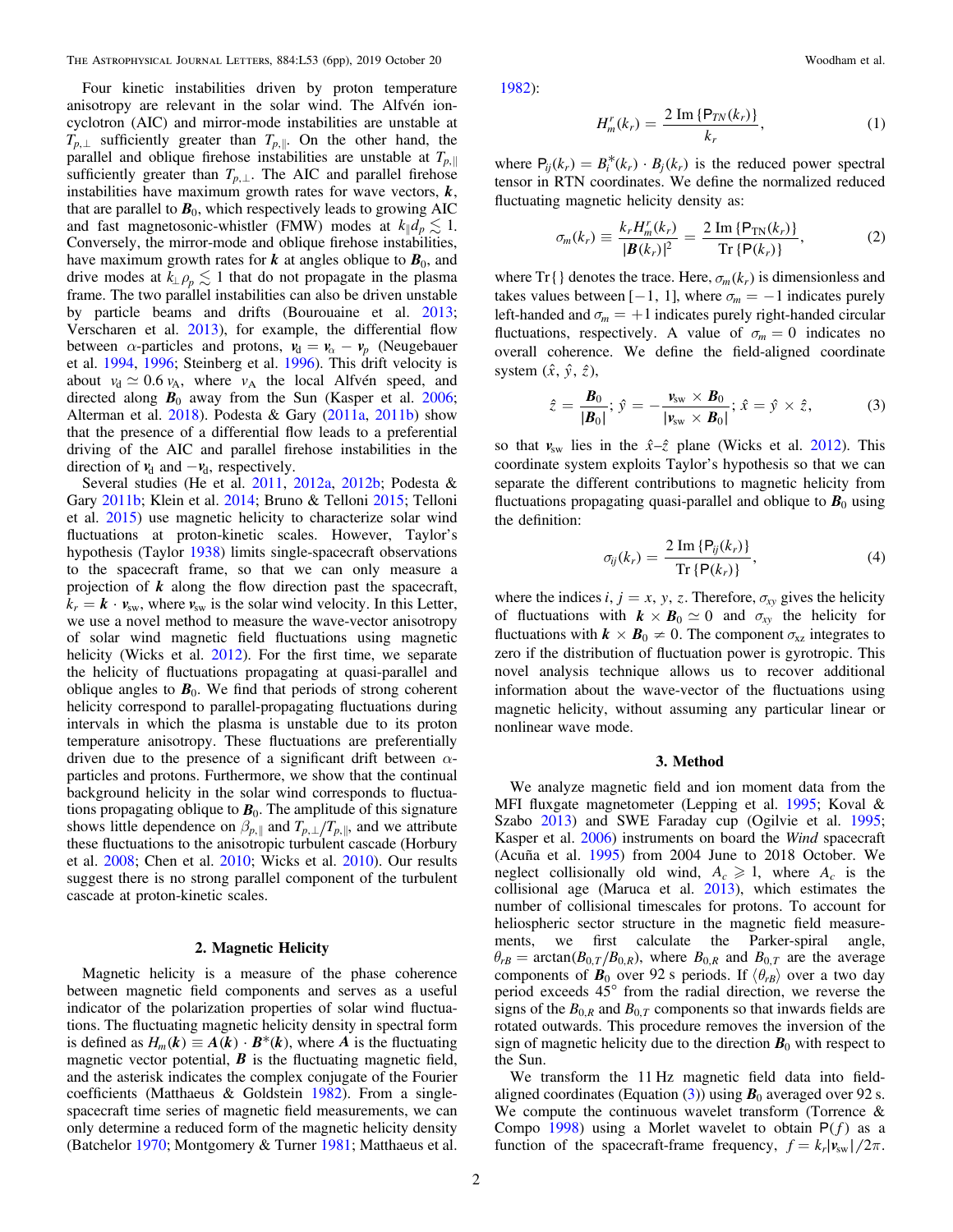Four kinetic instabilities driven by proton temperature anisotropy are relevant in the solar wind. The Alfvén ion-cyclotron (AIC) and mirror-mode instabilities are unstable at $T_{p,\perp}$ sufficiently greater than $T_{p,\parallel}$. On the other hand, the parallel and oblique firehose instabilities are unstable at $T_{p,\parallel}$ sufficiently greater than $T_{p,\perp}$. The AIC and parallel firehose instabilities have maximum growth rates for wave vectors, $\boldsymbol{k}$, that are parallel to $\boldsymbol{B}_0$, which respectively leads to growing AIC and fast magnetosonic-whistler (FMW) modes at $k_\parallel d_p \lesssim 1$. Conversely, the mirror-mode and oblique firehose instabilities, have maximum growth rates for $\boldsymbol{k}$ at angles oblique to $\boldsymbol{B}_0$, and drive modes at $k_\perp \rho_p \lesssim 1$ that do not propagate in the plasma frame. The two parallel instabilities can also be driven unstable by particle beams and drifts (Bourouaine et al. 2013; Verscharen et al. 2013), for example, the differential flow between $\alpha$-particles and protons, $\boldsymbol{v}_\text{d} = \boldsymbol{v}_\alpha - \boldsymbol{v}_p$ (Neugebauer et al. 1994, 1996; Steinberg et al. 1996). This drift velocity is about $v_\text{d} \simeq 0.6\, v_\text{A}$, where $v_\text{A}$ the local Alfvén speed, and directed along $\boldsymbol{B}_0$ away from the Sun (Kasper et al. 2006; Alterman et al. 2018). Podesta & Gary (2011a, 2011b) show that the presence of a differential flow leads to a preferential driving of the AIC and parallel firehose instabilities in the direction of $\boldsymbol{v}_\text{d}$ and $-\boldsymbol{v}_\text{d}$, respectively.

Several studies (He et al. 2011, 2012a, 2012b; Podesta & Gary 2011b; Klein et al. 2014; Bruno & Telloni 2015; Telloni et al. 2015) use magnetic helicity to characterize solar wind fluctuations at proton-kinetic scales. However, Taylor's hypothesis (Taylor 1938) limits single-spacecraft observations to the spacecraft frame, so that we can only measure a projection of $\boldsymbol{k}$ along the flow direction past the spacecraft, $k_r = \boldsymbol{k} \cdot \boldsymbol{v}_\text{sw}$, where $\boldsymbol{v}_\text{sw}$ is the solar wind velocity. In this Letter, we use a novel method to measure the wave-vector anisotropy of solar wind magnetic field fluctuations using magnetic helicity (Wicks et al. 2012). For the first time, we separate the helicity of fluctuations propagating at quasi-parallel and oblique angles to $\boldsymbol{B}_0$. We find that periods of strong coherent helicity correspond to parallel-propagating fluctuations during intervals in which the plasma is unstable due to its proton temperature anisotropy. These fluctuations are preferentially driven due to the presence of a significant drift between $\alpha$-particles and protons. Furthermore, we show that the continual background helicity in the solar wind corresponds to fluctuations propagating oblique to $\boldsymbol{B}_0$. The amplitude of this signature shows little dependence on $\beta_{p,\parallel}$ and $T_{p,\perp}/T_{p,\parallel}$, and we attribute these fluctuations to the anisotropic turbulent cascade (Horbury et al. 2008; Chen et al. 2010; Wicks et al. 2010). Our results suggest there is no strong parallel component of the turbulent cascade at proton-kinetic scales.

## 2. Magnetic Helicity

Magnetic helicity is a measure of the phase coherence between magnetic field components and serves as a useful indicator of the polarization properties of solar wind fluctuations. The fluctuating magnetic helicity density in spectral form is defined as $H_m(\boldsymbol{k}) \equiv \boldsymbol{A}(\boldsymbol{k}) \cdot \boldsymbol{B}^*(\boldsymbol{k})$, where $\boldsymbol{A}$ is the fluctuating magnetic vector potential, $\boldsymbol{B}$ is the fluctuating magnetic field, and the asterisk indicates the complex conjugate of the Fourier coefficients (Matthaeus & Goldstein 1982). From a single-spacecraft time series of magnetic field measurements, we can only determine a reduced form of the magnetic helicity density (Batchelor 1970; Montgomery & Turner 1981; Matthaeus et al. 1982):

$$H_m^r(k_r) = \frac{2\,\text{Im}\,\{\mathsf{P}_{TN}(k_r)\}}{k_r}, \tag{1}$$

where $\mathsf{P}_{ij}(k_r) = B_i^*(k_r) \cdot B_j(k_r)$ is the reduced power spectral tensor in RTN coordinates. We define the normalized reduced fluctuating magnetic helicity density as:

$$\sigma_m(k_r) \equiv \frac{k_r H_m^r(k_r)}{|\boldsymbol{B}(k_r)|^2} = \frac{2\,\text{Im}\,\{\mathsf{P}_\text{TN}(k_r)\}}{\text{Tr}\,\{\mathsf{P}(k_r)\}}, \tag{2}$$

where Tr{} denotes the trace. Here, $\sigma_m(k_r)$ is dimensionless and takes values between $[-1, 1]$, where $\sigma_m = -1$ indicates purely left-handed and $\sigma_m = +1$ indicates purely right-handed circular fluctuations, respectively. A value of $\sigma_m = 0$ indicates no overall coherence. We define the field-aligned coordinate system $(\hat{x}, \hat{y}, \hat{z})$,

$$\hat{z} = \frac{\boldsymbol{B}_0}{|\boldsymbol{B}_0|};\ \hat{y} = -\frac{\boldsymbol{v}_\text{sw} \times \boldsymbol{B}_0}{|\boldsymbol{v}_\text{sw} \times \boldsymbol{B}_0|};\ \hat{x} = \hat{y} \times \hat{z}, \tag{3}$$

so that $\boldsymbol{v}_\text{sw}$ lies in the $\hat{x}$–$\hat{z}$ plane (Wicks et al. 2012). This coordinate system exploits Taylor's hypothesis so that we can separate the different contributions to magnetic helicity from fluctuations propagating quasi-parallel and oblique to $\boldsymbol{B}_0$ using the definition:

$$\sigma_{ij}(k_r) = \frac{2\,\text{Im}\,\{\mathsf{P}_{ij}(k_r)\}}{\text{Tr}\,\{\mathsf{P}(k_r)\}}, \tag{4}$$

where the indices $i$, $j = x$, $y$, $z$. Therefore, $\sigma_{xy}$ gives the helicity of fluctuations with $\boldsymbol{k} \times \boldsymbol{B}_0 \simeq 0$ and $\sigma_{xy}$ the helicity for fluctuations with $\boldsymbol{k} \times \boldsymbol{B}_0 \neq 0$. The component $\sigma_\text{xz}$ integrates to zero if the distribution of fluctuation power is gyrotropic. This novel analysis technique allows us to recover additional information about the wave-vector of the fluctuations using magnetic helicity, without assuming any particular linear or nonlinear wave mode.

## 3. Method

We analyze magnetic field and ion moment data from the MFI fluxgate magnetometer (Lepping et al. 1995; Koval & Szabo 2013) and SWE Faraday cup (Ogilvie et al. 1995; Kasper et al. 2006) instruments on board the *Wind* spacecraft (Acuña et al. 1995) from 2004 June to 2018 October. We neglect collisionally old wind, $A_c \geqslant 1$, where $A_c$ is the collisional age (Maruca et al. 2013), which estimates the number of collisional timescales for protons. To account for heliospheric sector structure in the magnetic field measurements, we first calculate the Parker-spiral angle, $\theta_{rB} = \arctan(B_{0,T}/B_{0,R})$, where $B_{0,R}$ and $B_{0,T}$ are the average components of $\boldsymbol{B}_0$ over 92 s periods. If $\langle\theta_{rB}\rangle$ over a two day period exceeds 45° from the radial direction, we reverse the signs of the $B_{0,R}$ and $B_{0,T}$ components so that inwards fields are rotated outwards. This procedure removes the inversion of the sign of magnetic helicity due to the direction $\boldsymbol{B}_0$ with respect to the Sun.

We transform the 11 Hz magnetic field data into field-aligned coordinates (Equation (3)) using $\boldsymbol{B}_0$ averaged over 92 s. We compute the continuous wavelet transform (Torrence & Compo 1998) using a Morlet wavelet to obtain $\mathsf{P}(f)$ as a function of the spacecraft-frame frequency, $f = k_r|\boldsymbol{v}_\text{sw}|/2\pi$.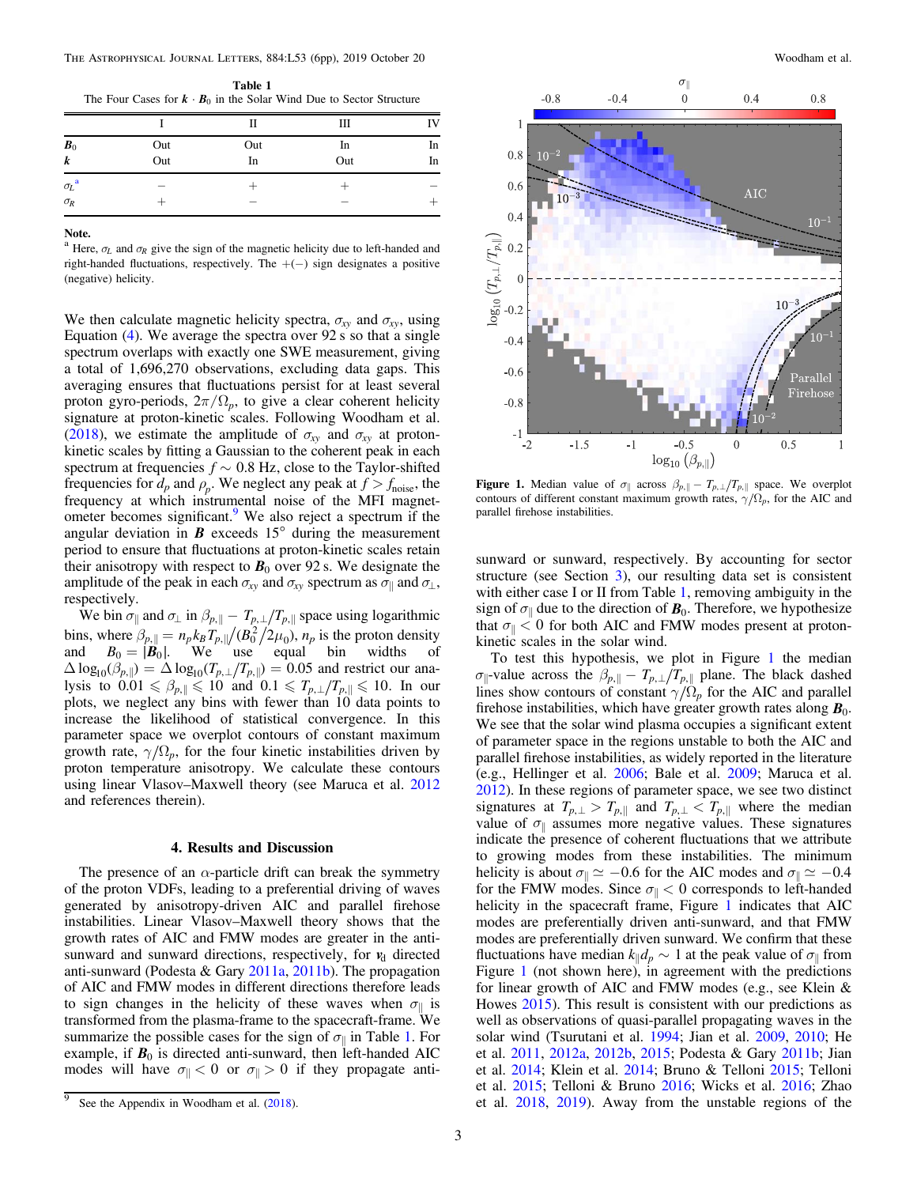Table 1
The Four Cases for $\boldsymbol{k} \cdot \boldsymbol{B}_0$ in the Solar Wind Due to Sector Structure

| | I | II | III | IV |
|---|---|---|---|---|
| $\boldsymbol{B}_0$ | Out | Out | In | In |
| $\boldsymbol{k}$ | Out | In | Out | In |
| $\sigma_L$ [a] | − | + | + | − |
| $\sigma_R$ | + | − | − | + |

**Note.**
[a] Here, $\sigma_L$ and $\sigma_R$ give the sign of the magnetic helicity due to left-handed and right-handed fluctuations, respectively. The $+(-)$ sign designates a positive (negative) helicity.

We then calculate magnetic helicity spectra, $\sigma_{xy}$ and $\sigma_{xy}$, using Equation (4). We average the spectra over 92 s so that a single spectrum overlaps with exactly one SWE measurement, giving a total of 1,696,270 observations, excluding data gaps. This averaging ensures that fluctuations persist for at least several proton gyro-periods, $2\pi/\Omega_p$, to give a clear coherent helicity signature at proton-kinetic scales. Following Woodham et al. (2018), we estimate the amplitude of $\sigma_{xy}$ and $\sigma_{xy}$ at proton-kinetic scales by fitting a Gaussian to the coherent peak in each spectrum at frequencies $f \sim 0.8$ Hz, close to the Taylor-shifted frequencies for $d_p$ and $\rho_p$. We neglect any peak at $f > f_{\text{noise}}$, the frequency at which instrumental noise of the MFI magnetometer becomes significant.[9] We also reject a spectrum if the angular deviation in $\boldsymbol{B}$ exceeds $15^\circ$ during the measurement period to ensure that fluctuations at proton-kinetic scales retain their anisotropy with respect to $\boldsymbol{B}_0$ over 92 s. We designate the amplitude of the peak in each $\sigma_{xy}$ and $\sigma_{xy}$ spectrum as $\sigma_\parallel$ and $\sigma_\perp$, respectively.

We bin $\sigma_\parallel$ and $\sigma_\perp$ in $\beta_{p,\parallel} - T_{p,\perp}/T_{p,\parallel}$ space using logarithmic bins, where $\beta_{p,\parallel} = n_p k_B T_{p,\parallel}/(B_0^2/2\mu_0)$, $n_p$ is the proton density and $B_0 = |\boldsymbol{B}_0|$. We use equal bin widths of $\Delta \log_{10}(\beta_{p,\parallel}) = \Delta \log_{10}(T_{p,\perp}/T_{p,\parallel}) = 0.05$ and restrict our analysis to $0.01 \leqslant \beta_{p,\parallel} \leqslant 10$ and $0.1 \leqslant T_{p,\perp}/T_{p,\parallel} \leqslant 10$. In our plots, we neglect any bins with fewer than 10 data points to increase the likelihood of statistical convergence. In this parameter space we overplot contours of constant maximum growth rate, $\gamma/\Omega_p$, for the four kinetic instabilities driven by proton temperature anisotropy. We calculate these contours using linear Vlasov–Maxwell theory (see Maruca et al. 2012 and references therein).

## 4. Results and Discussion

The presence of an $\alpha$-particle drift can break the symmetry of the proton VDFs, leading to a preferential driving of waves generated by anisotropy-driven AIC and parallel firehose instabilities. Linear Vlasov–Maxwell theory shows that the growth rates of AIC and FMW modes are greater in the anti-sunward and sunward directions, respectively, for $\boldsymbol{v}_{\text{d}}$ directed anti-sunward (Podesta & Gary 2011a, 2011b). The propagation of AIC and FMW modes in different directions therefore leads to sign changes in the helicity of these waves when $\sigma_\parallel$ is transformed from the plasma-frame to the spacecraft-frame. We summarize the possible cases for the sign of $\sigma_\parallel$ in Table 1. For example, if $\boldsymbol{B}_0$ is directed anti-sunward, then left-handed AIC modes will have $\sigma_\parallel < 0$ or $\sigma_\parallel > 0$ if they propagate anti-sunward or sunward, respectively. By accounting for sector structure (see Section 3), our resulting data set is consistent with either case I or II from Table 1, removing ambiguity in the sign of $\sigma_\parallel$ due to the direction of $\boldsymbol{B}_0$. Therefore, we hypothesize that $\sigma_\parallel < 0$ for both AIC and FMW modes present at proton-kinetic scales in the solar wind.

Figure 1. Median value of $\sigma_\parallel$ across $\beta_{p,\parallel} - T_{p,\perp}/T_{p,\parallel}$ space. We overplot contours of different constant maximum growth rates, $\gamma/\Omega_p$, for the AIC and parallel firehose instabilities.

To test this hypothesis, we plot in Figure 1 the median $\sigma_\parallel$-value across the $\beta_{p,\parallel} - T_{p,\perp}/T_{p,\parallel}$ plane. The black dashed lines show contours of constant $\gamma/\Omega_p$ for the AIC and parallel firehose instabilities, which have greater growth rates along $\boldsymbol{B}_0$. We see that the solar wind plasma occupies a significant extent of parameter space in the regions unstable to both the AIC and parallel firehose instabilities, as widely reported in the literature (e.g., Hellinger et al. 2006; Bale et al. 2009; Maruca et al. 2012). In these regions of parameter space, we see two distinct signatures at $T_{p,\perp} > T_{p,\parallel}$ and $T_{p,\perp} < T_{p,\parallel}$ where the median value of $\sigma_\parallel$ assumes more negative values. These signatures indicate the presence of coherent fluctuations that we attribute to growing modes from these instabilities. The minimum helicity is about $\sigma_\parallel \simeq -0.6$ for the AIC modes and $\sigma_\parallel \simeq -0.4$ for the FMW modes. Since $\sigma_\parallel < 0$ corresponds to left-handed helicity in the spacecraft frame, Figure 1 indicates that AIC modes are preferentially driven anti-sunward, and that FMW modes are preferentially driven sunward. We confirm that these fluctuations have median $k_\parallel d_p \sim 1$ at the peak value of $\sigma_\parallel$ from Figure 1 (not shown here), in agreement with the predictions for linear growth of AIC and FMW modes (e.g., see Klein & Howes 2015). This result is consistent with our predictions as well as observations of quasi-parallel propagating waves in the solar wind (Tsurutani et al. 1994; Jian et al. 2009, 2010; He et al. 2011, 2012a, 2012b, 2015; Podesta & Gary 2011b; Jian et al. 2014; Klein et al. 2014; Bruno & Telloni 2015; Telloni et al. 2015; Telloni & Bruno 2016; Wicks et al. 2016; Zhao et al. 2018, 2019). Away from the unstable regions of the

[9] See the Appendix in Woodham et al. (2018).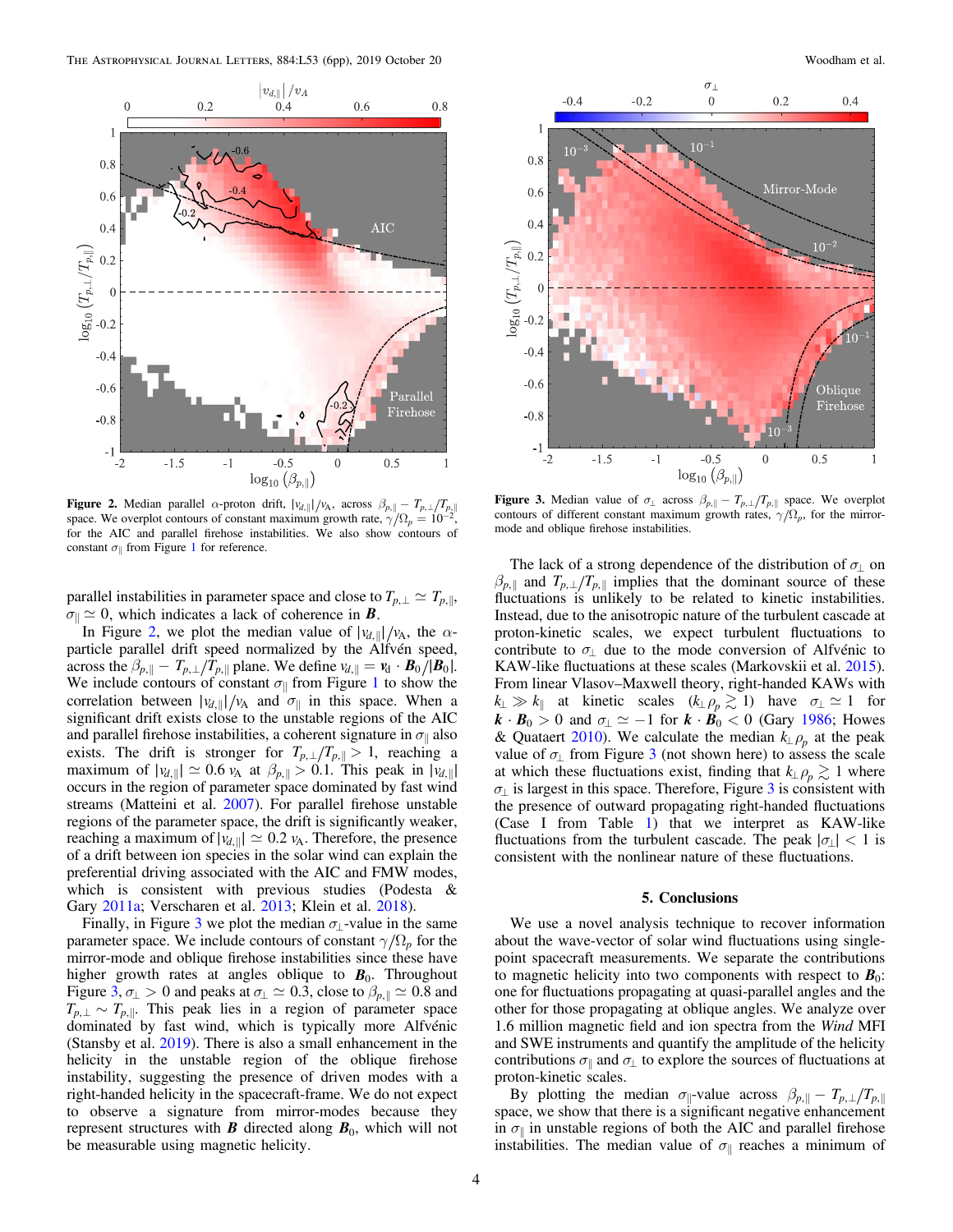**Figure 2.** Median parallel α-proton drift, $|v_{d,\parallel}|/v_A$, across $\beta_{p,\parallel} - T_{p,\perp}/T_{p,\parallel}$ space. We overplot contours of constant maximum growth rate, $\gamma/\Omega_p = 10^{-2}$, for the AIC and parallel firehose instabilities. We also show contours of constant $\sigma_\parallel$ from Figure 1 for reference.

**Figure 3.** Median value of $\sigma_\perp$ across $\beta_{p,\parallel} - T_{p,\perp}/T_{p,\parallel}$ space. We overplot contours of different constant maximum growth rates, $\gamma/\Omega_p$, for the mirror-mode and oblique firehose instabilities.

parallel instabilities in parameter space and close to $T_{p,\perp} \simeq T_{p,\parallel}$, $\sigma_\parallel \simeq 0$, which indicates a lack of coherence in $\boldsymbol{B}$.

In Figure 2, we plot the median value of $|v_{d,\parallel}|/v_A$, the α-particle parallel drift speed normalized by the Alfvén speed, across the $\beta_{p,\parallel} - T_{p,\perp}/T_{p,\parallel}$ plane. We define $v_{d,\parallel} = \boldsymbol{v}_d \cdot \boldsymbol{B}_0/|\boldsymbol{B}_0|$. We include contours of constant $\sigma_\parallel$ from Figure 1 to show the correlation between $|v_{d,\parallel}|/v_A$ and $\sigma_\parallel$ in this space. When a significant drift exists close to the unstable regions of the AIC and parallel firehose instabilities, a coherent signature in $\sigma_\parallel$ also exists. The drift is stronger for $T_{p,\perp}/T_{p,\parallel} > 1$, reaching a maximum of $|v_{d,\parallel}| \simeq 0.6\, v_A$ at $\beta_{p,\parallel} > 0.1$. This peak in $|v_{d,\parallel}|$ occurs in the region of parameter space dominated by fast wind streams (Matteini et al. 2007). For parallel firehose unstable regions of the parameter space, the drift is significantly weaker, reaching a maximum of $|v_{d,\parallel}| \simeq 0.2\, v_A$. Therefore, the presence of a drift between ion species in the solar wind can explain the preferential driving associated with the AIC and FMW modes, which is consistent with previous studies (Podesta & Gary 2011a; Verscharen et al. 2013; Klein et al. 2018).

Finally, in Figure 3 we plot the median $\sigma_\perp$-value in the same parameter space. We include contours of constant $\gamma/\Omega_p$ for the mirror-mode and oblique firehose instabilities since these have higher growth rates at angles oblique to $\boldsymbol{B}_0$. Throughout Figure 3, $\sigma_\perp > 0$ and peaks at $\sigma_\perp \simeq 0.3$, close to $\beta_{p,\parallel} \simeq 0.8$ and $T_{p,\perp} \sim T_{p,\parallel}$. This peak lies in a region of parameter space dominated by fast wind, which is typically more Alfvénic (Stansby et al. 2019). There is also a small enhancement in the helicity in the unstable region of the oblique firehose instability, suggesting the presence of driven modes with a right-handed helicity in the spacecraft-frame. We do not expect to observe a signature from mirror-modes because they represent structures with $\boldsymbol{B}$ directed along $\boldsymbol{B}_0$, which will not be measurable using magnetic helicity.

The lack of a strong dependence of the distribution of $\sigma_\perp$ on $\beta_{p,\parallel}$ and $T_{p,\perp}/T_{p,\parallel}$ implies that the dominant source of these fluctuations is unlikely to be related to kinetic instabilities. Instead, due to the anisotropic nature of the turbulent cascade at proton-kinetic scales, we expect turbulent fluctuations to contribute to $\sigma_\perp$ due to the mode conversion of Alfvénic to KAW-like fluctuations at these scales (Markovskii et al. 2015). From linear Vlasov–Maxwell theory, right-handed KAWs with $k_\perp \gg k_\parallel$ at kinetic scales ($k_\perp \rho_p \gtrsim 1$) have $\sigma_\perp \simeq 1$ for $\boldsymbol{k} \cdot \boldsymbol{B}_0 > 0$ and $\sigma_\perp \simeq -1$ for $\boldsymbol{k} \cdot \boldsymbol{B}_0 < 0$ (Gary 1986; Howes & Quataert 2010). We calculate the median $k_\perp \rho_p$ at the peak value of $\sigma_\perp$ from Figure 3 (not shown here) to assess the scale at which these fluctuations exist, finding that $k_\perp \rho_p \gtrsim 1$ where $\sigma_\perp$ is largest in this space. Therefore, Figure 3 is consistent with the presence of outward propagating right-handed fluctuations (Case I from Table 1) that we interpret as KAW-like fluctuations from the turbulent cascade. The peak $|\sigma_\perp| < 1$ is consistent with the nonlinear nature of these fluctuations.

## 5. Conclusions

We use a novel analysis technique to recover information about the wave-vector of solar wind fluctuations using single-point spacecraft measurements. We separate the contributions to magnetic helicity into two components with respect to $\boldsymbol{B}_0$: one for fluctuations propagating at quasi-parallel angles and the other for those propagating at oblique angles. We analyze over 1.6 million magnetic field and ion spectra from the *Wind* MFI and SWE instruments and quantify the amplitude of the helicity contributions $\sigma_\parallel$ and $\sigma_\perp$ to explore the sources of fluctuations at proton-kinetic scales.

By plotting the median $\sigma_\parallel$-value across $\beta_{p,\parallel} - T_{p,\perp}/T_{p,\parallel}$ space, we show that there is a significant negative enhancement in $\sigma_\parallel$ in unstable regions of both the AIC and parallel firehose instabilities. The median value of $\sigma_\parallel$ reaches a minimum of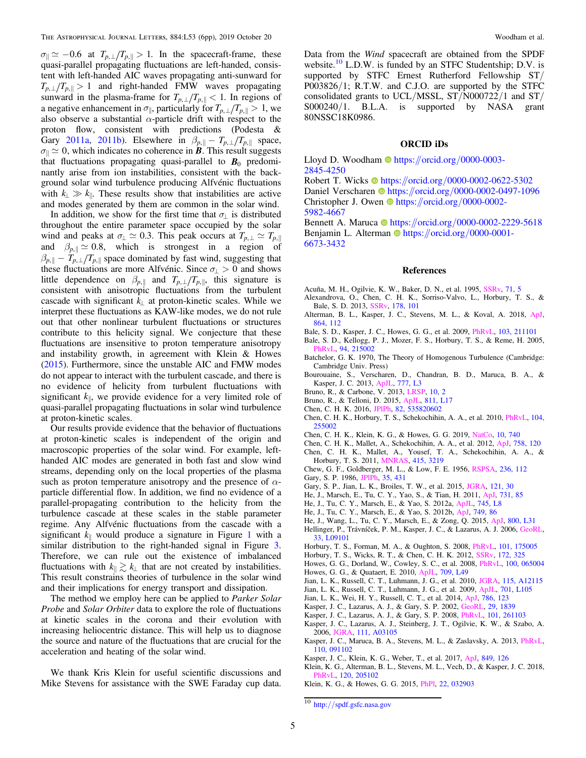$\sigma_{\|} \simeq -0.6$ at $T_{p,\perp}/T_{p,\|} > 1$. In the spacecraft-frame, these quasi-parallel propagating fluctuations are left-handed, consistent with left-handed AIC waves propagating anti-sunward for $T_{p,\perp}/T_{p,\|} > 1$ and right-handed FMW waves propagating sunward in the plasma-frame for $T_{p,\perp}/T_{p,\|} < 1$. In regions of a negative enhancement in $\sigma_{\|}$, particularly for $T_{p,\perp}/T_{p,\|} > 1$, we also observe a substantial $\alpha$-particle drift with respect to the proton flow, consistent with predictions (Podesta & Gary 2011a, 2011b). Elsewhere in $\beta_{p,\|} - T_{p,\perp}/T_{p,\|}$ space, $\sigma_{\|} \simeq 0$, which indicates no coherence in $\boldsymbol{B}$. This result suggests that fluctuations propagating quasi-parallel to $\boldsymbol{B}_0$ predominantly arise from ion instabilities, consistent with the background solar wind turbulence producing Alfvénic fluctuations with $k_\perp \gg k_\|$. These results show that instabilities are active and modes generated by them are common in the solar wind.

In addition, we show for the first time that $\sigma_\perp$ is distributed throughout the entire parameter space occupied by the solar wind and peaks at $\sigma_\perp \simeq 0.3$. This peak occurs at $T_{p,\perp} \simeq T_{p,\|}$ and $\beta_{p,\|} \simeq 0.8$, which is strongest in a region of $\beta_{p,\|} - T_{p,\perp}/T_{p,\|}$ space dominated by fast wind, suggesting that these fluctuations are more Alfvénic. Since $\sigma_\perp > 0$ and shows little dependence on $\beta_{p,\|}$ and $T_{p,\perp}/T_{p,\|}$, this signature is consistent with anisotropic fluctuations from the turbulent cascade with significant $k_\perp$ at proton-kinetic scales. While we interpret these fluctuations as KAW-like modes, we do not rule out that other nonlinear turbulent fluctuations or structures contribute to this helicity signal. We conjecture that these fluctuations are insensitive to proton temperature anisotropy and instability growth, in agreement with Klein & Howes (2015). Furthermore, since the unstable AIC and FMW modes do not appear to interact with the turbulent cascade, and there is no evidence of helicity from turbulent fluctuations with significant $k_\|$, we provide evidence for a very limited role of quasi-parallel propagating fluctuations in solar wind turbulence at proton-kinetic scales.

Our results provide evidence that the behavior of fluctuations at proton-kinetic scales is independent of the origin and macroscopic properties of the solar wind. For example, left-handed AIC modes are generated in both fast and slow wind streams, depending only on the local properties of the plasma such as proton temperature anisotropy and the presence of $\alpha$-particle differential flow. In addition, we find no evidence of a parallel-propagating contribution to the helicity from the turbulence cascade at these scales in the stable parameter regime. Any Alfvénic fluctuations from the cascade with a significant $k_\|$ would produce a signature in Figure 1 with a similar distribution to the right-handed signal in Figure 3. Therefore, we can rule out the existence of imbalanced fluctuations with $k_\| \gtrsim k_\perp$ that are not created by instabilities. This result constrains theories of turbulence in the solar wind and their implications for energy transport and dissipation.

The method we employ here can be applied to *Parker Solar Probe* and *Solar Orbiter* data to explore the role of fluctuations at kinetic scales in the corona and their evolution with increasing heliocentric distance. This will help us to diagnose the source and nature of the fluctuations that are crucial for the acceleration and heating of the solar wind.

We thank Kris Klein for useful scientific discussions and Mike Stevens for assistance with the SWE Faraday cup data. Data from the *Wind* spacecraft are obtained from the SPDF website.[10] L.D.W. is funded by an STFC Studentship; D.V. is supported by STFC Ernest Rutherford Fellowship ST/P003826/1; R.T.W. and C.J.O. are supported by the STFC consolidated grants to UCL/MSSL, ST/N000722/1 and ST/S000240/1. B.L.A. is supported by NASA grant 80NSSC18K0986.

## ORCID iDs

Lloyd D. Woodham https://orcid.org/0000-0003-2845-4250
Robert T. Wicks https://orcid.org/0000-0002-0622-5302
Daniel Verscharen https://orcid.org/0000-0002-0497-1096
Christopher J. Owen https://orcid.org/0000-0002-5982-4667
Bennett A. Maruca https://orcid.org/0000-0002-2229-5618
Benjamin L. Alterman https://orcid.org/0000-0001-6673-3432

## References

Acuña, M. H., Ogilvie, K. W., Baker, D. N., et al. 1995, SSRv, 71, 5
Alexandrova, O., Chen, C. H. K., Sorriso-Valvo, L., Horbury, T. S., & Bale, S. D. 2013, SSRv, 178, 101
Alterman, B. L., Kasper, J. C., Stevens, M. L., & Koval, A. 2018, ApJ, 864, 112
Bale, S. D., Kasper, J. C., Howes, G. G., et al. 2009, PhRvL, 103, 211101
Bale, S. D., Kellogg, P. J., Mozer, F. S., Horbury, T. S., & Reme, H. 2005, PhRvL, 94, 215002
Batchelor, G. K. 1970, The Theory of Homogenous Turbulence (Cambridge: Cambridge Univ. Press)
Bourouaine, S., Verscharen, D., Chandran, B. D., Maruca, B. A., & Kasper, J. C. 2013, ApJL, 777, L3
Bruno, R., & Carbone, V. 2013, LRSP, 10, 2
Bruno, R., & Telloni, D. 2015, ApJL, 811, L17
Chen, C. H. K. 2016, JPlPh, 82, 535820602
Chen, C. H. K., Horbury, T. S., Schekochihin, A. A., et al. 2010, PhRvL, 104, 255002
Chen, C. H. K., Klein, K. G., & Howes, G. G. 2019, NatCo, 10, 740
Chen, C. H. K., Mallet, A., Schekochihin, A. A., et al. 2012, ApJ, 758, 120
Chen, C. H. K., Mallet, A., Yousef, T. A., Schekochihin, A. A., & Horbury, T. S. 2011, MNRAS, 415, 3219
Chew, G. F., Goldberger, M. L., & Low, F. E. 1956, RSPSA, 236, 112
Gary, S. P. 1986, JPlPh, 35, 431
Gary, S. P., Jian, L. K., Broiles, T. W., et al. 2015, JGRA, 121, 30
He, J., Marsch, E., Tu, C. Y., Yao, S., & Tian, H. 2011, ApJ, 731, 85
He, J., Tu, C. Y., Marsch, E., & Yao, S. 2012a, ApJL, 745, L8
He, J., Tu, C. Y., Marsch, E., & Yao, S. 2012b, ApJ, 749, 86
He, J., Wang, L., Tu, C. Y., Marsch, E., & Zong, Q. 2015, ApJ, 800, L31
Hellinger, P., Trávníček, P. M., Kasper, J. C., & Lazarus, A. J. 2006, GeoRL, 33, L09101
Horbury, T. S., Forman, M. A., & Oughton, S. 2008, PhRvL, 101, 175005
Horbury, T. S., Wicks, R. T., & Chen, C. H. K. 2012, SSRv, 172, 325
Howes, G. G., Dorland, W., Cowley, S. C., et al. 2008, PhRvL, 100, 065004
Howes, G. G., & Quataert, E. 2010, ApJL, 709, L49
Jian, L. K., Russell, C. T., Luhmann, J. G., et al. 2010, JGRA, 115, A12115
Jian, L. K., Russell, C. T., Luhmann, J. G., et al. 2009, ApJL, 701, L105
Jian, L. K., Wei, H. Y., Russell, C. T., et al. 2014, ApJ, 786, 123
Kasper, J. C., Lazarus, A. J., & Gary, S. P. 2002, GeoRL, 29, 1839
Kasper, J. C., Lazarus, A. J., & Gary, S. P. 2008, PhRvL, 101, 261103
Kasper, J. C., Lazarus, A. J., Steinberg, J. T., Ogilvie, K. W., & Szabo, A. 2006, JGRA, 111, A03105
Kasper, J. C., Maruca, B. A., Stevens, M. L., & Zaslavsky, A. 2013, PhRvL, 110, 091102
Kasper, J. C., Klein, K. G., Weber, T., et al. 2017, ApJ, 849, 126
Klein, K. G., Alterman, B. L., Stevens, M. L., Vech, D., & Kasper, J. C. 2018, PhRvL, 120, 205102
Klein, K. G., & Howes, G. G. 2015, PhPl, 22, 032903

[10] http://spdf.gsfc.nasa.gov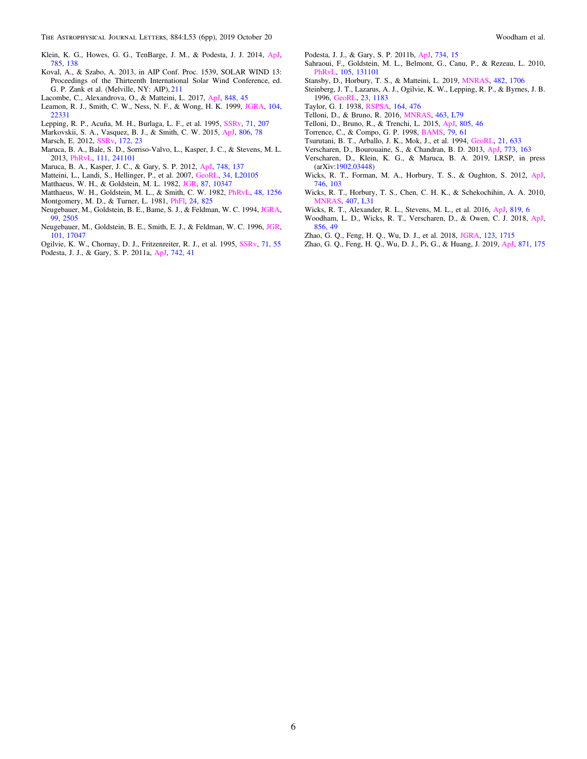Klein, K. G., Howes, G. G., TenBarge, J. M., & Podesta, J. J. 2014, ApJ, 785, 138

Koval, A., & Szabo, A. 2013, in AIP Conf. Proc. 1539, SOLAR WIND 13: Proceedings of the Thirteenth International Solar Wind Conference, ed. G. P. Zank et al. (Melville, NY: AIP), 211

Lacombe, C., Alexandrova, O., & Matteini, L. 2017, ApJ, 848, 45

Leamon, R. J., Smith, C. W., Ness, N. F., & Wong, H. K. 1999, JGRA, 104, 22331

Lepping, R. P., Acuña, M. H., Burlaga, L. F., et al. 1995, SSRv, 71, 207

Markovskii, S. A., Vasquez, B. J., & Smith, C. W. 2015, ApJ, 806, 78

Marsch, E. 2012, SSRv, 172, 23

Maruca, B. A., Bale, S. D., Sorriso-Valvo, L., Kasper, J. C., & Stevens, M. L. 2013, PhRvL, 111, 241101

Maruca, B. A., Kasper, J. C., & Gary, S. P. 2012, ApJ, 748, 137

Matteini, L., Landi, S., Hellinger, P., et al. 2007, GeoRL, 34, L20105

Matthaeus, W. H., & Goldstein, M. L. 1982, JGR, 87, 10347

Matthaeus, W. H., Goldstein, M. L., & Smith, C. W. 1982, PhRvL, 48, 1256

Montgomery, M. D., & Turner, L. 1981, PhFl, 24, 825

Neugebauer, M., Goldstein, B. E., Bame, S. J., & Feldman, W. C. 1994, JGRA, 99, 2505

Neugebauer, M., Goldstein, B. E., Smith, E. J., & Feldman, W. C. 1996, JGR, 101, 17047

Ogilvie, K. W., Chornay, D. J., Fritzenreiter, R. J., et al. 1995, SSRv, 71, 55

Podesta, J. J., & Gary, S. P. 2011a, ApJ, 742, 41

Podesta, J. J., & Gary, S. P. 2011b, ApJ, 734, 15

Sahraoui, F., Goldstein, M. L., Belmont, G., Canu, P., & Rezeau, L. 2010, PhRvL, 105, 131101

Stansby, D., Horbury, T. S., & Matteini, L. 2019, MNRAS, 482, 1706

Steinberg, J. T., Lazarus, A. J., Ogilvie, K. W., Lepping, R. P., & Byrnes, J. B. 1996, GeoRL, 23, 1183

Taylor, G. I. 1938, RSPSA, 164, 476

Telloni, D., & Bruno, R. 2016, MNRAS, 463, L79

Telloni, D., Bruno, R., & Trenchi, L. 2015, ApJ, 805, 46

Torrence, C., & Compo, G. P. 1998, BAMS, 79, 61

Tsurutani, B. T., Arballo, J. K., Mok, J., et al. 1994, GeoRL, 21, 633

Verscharen, D., Bourouaine, S., & Chandran, B. D. 2013, ApJ, 773, 163

Verscharen, D., Klein, K. G., & Maruca, B. A. 2019, LRSP, in press (arXiv:1902.03448)

Wicks, R. T., Forman, M. A., Horbury, T. S., & Oughton, S. 2012, ApJ, 746, 103

Wicks, R. T., Horbury, T. S., Chen, C. H. K., & Schekochihin, A. A. 2010, MNRAS, 407, L31

Wicks, R. T., Alexander, R. L., Stevens, M. L., et al. 2016, ApJ, 819, 6

Woodham, L. D., Wicks, R. T., Verscharen, D., & Owen, C. J. 2018, ApJ, 856, 49

Zhao, G. Q., Feng, H. Q., Wu, D. J., et al. 2018, JGRA, 123, 1715

Zhao, G. Q., Feng, H. Q., Wu, D. J., Pi, G., & Huang, J. 2019, ApJ, 871, 175